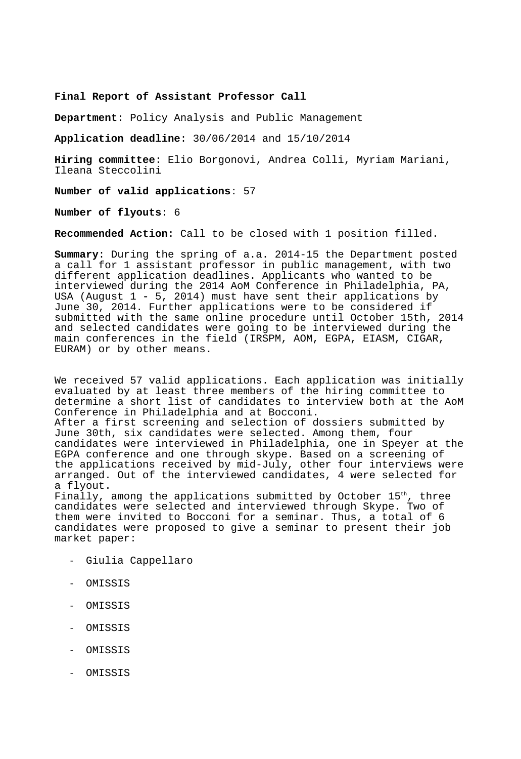**Final Report of Assistant Professor Call**

**Department**: Policy Analysis and Public Management

**Application deadline**: 30/06/2014 and 15/10/2014

**Hiring committee**: Elio Borgonovi, Andrea Colli, Myriam Mariani, Ileana Steccolini

**Number of valid applications**: 57

**Number of flyouts**: 6

**Recommended Action**: Call to be closed with 1 position filled.

**Summary**: During the spring of a.a. 2014-15 the Department posted a call for 1 assistant professor in public management, with two different application deadlines. Applicants who wanted to be interviewed during the 2014 AoM Conference in Philadelphia, PA, USA (August 1 - 5, 2014) must have sent their applications by June 30, 2014. Further applications were to be considered if submitted with the same online procedure until October 15th, 2014 and selected candidates were going to be interviewed during the main conferences in the field (IRSPM, AOM, EGPA, EIASM, CIGAR, EURAM) or by other means.

We received 57 valid applications. Each application was initially evaluated by at least three members of the hiring committee to determine a short list of candidates to interview both at the AoM Conference in Philadelphia and at Bocconi.
After a first screening and selection of dossiers submitted by June 30th, six candidates were selected. Among them, four candidates were interviewed in Philadelphia, one in Speyer at the EGPA conference and one through skype. Based on a screening of the applications received by mid-July, other four interviews were arranged. Out of the interviewed candidates, 4 were selected for a flyout.
Finally, among the applications submitted by October 15th, three candidates were selected and interviewed through Skype. Two of them were invited to Bocconi for a seminar. Thus, a total of 6 candidates were proposed to give a seminar to present their job market paper:

- Giulia Cappellaro
- OMISSIS
- OMISSIS
- OMISSIS
- OMISSIS
- OMISSIS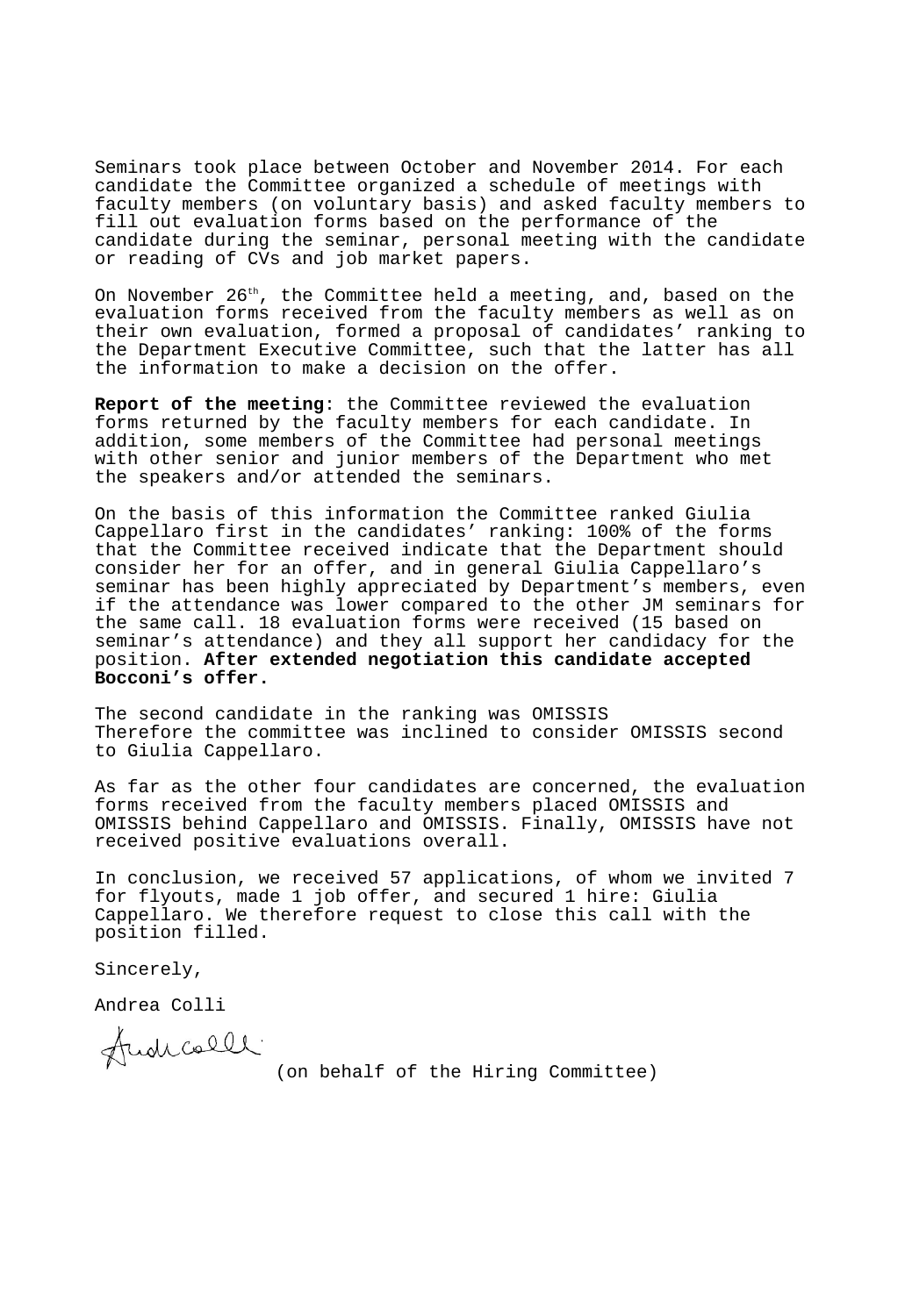Seminars took place between October and November 2014. For each candidate the Committee organized a schedule of meetings with faculty members (on voluntary basis) and asked faculty members to fill out evaluation forms based on the performance of the candidate during the seminar, personal meeting with the candidate or reading of CVs and job market papers.

On November 26th, the Committee held a meeting, and, based on the evaluation forms received from the faculty members as well as on their own evaluation, formed a proposal of candidates' ranking to the Department Executive Committee, such that the latter has all the information to make a decision on the offer.

**Report of the meeting**: the Committee reviewed the evaluation forms returned by the faculty members for each candidate. In addition, some members of the Committee had personal meetings with other senior and junior members of the Department who met the speakers and/or attended the seminars.

On the basis of this information the Committee ranked Giulia Cappellaro first in the candidates' ranking: 100% of the forms that the Committee received indicate that the Department should consider her for an offer, and in general Giulia Cappellaro's seminar has been highly appreciated by Department's members, even if the attendance was lower compared to the other JM seminars for the same call. 18 evaluation forms were received (15 based on seminar's attendance) and they all support her candidacy for the position. **After extended negotiation this candidate accepted Bocconi's offer.**

The second candidate in the ranking was OMISSIS
Therefore the committee was inclined to consider OMISSIS second to Giulia Cappellaro.

As far as the other four candidates are concerned, the evaluation forms received from the faculty members placed OMISSIS and OMISSIS behind Cappellaro and OMISSIS. Finally, OMISSIS have not received positive evaluations overall.

In conclusion, we received 57 applications, of whom we invited 7 for flyouts, made 1 job offer, and secured 1 hire: Giulia Cappellaro. We therefore request to close this call with the position filled.

Sincerely,

Andrea Colli

(on behalf of the Hiring Committee)